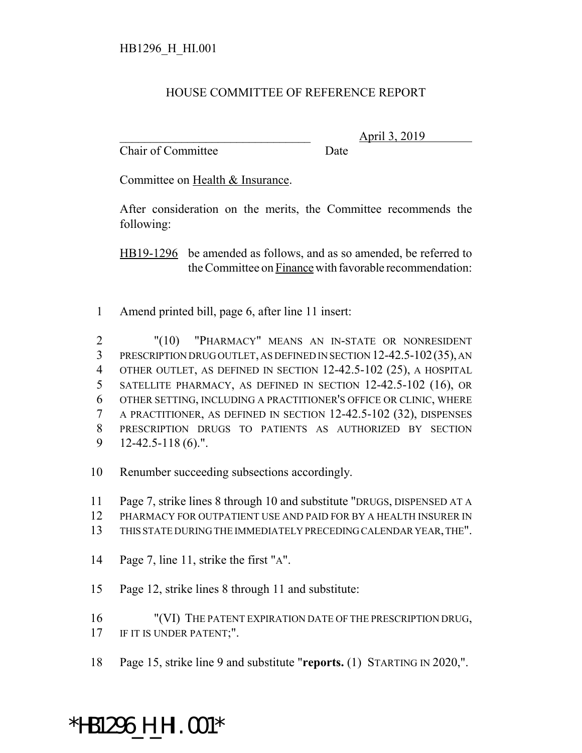HB1296_H_HI.001

HOUSE COMMITTEE OF REFERENCE REPORT

_______________________________ April 3, 2019
Chair of Committee Date

Committee on Health & Insurance.

After consideration on the merits, the Committee recommends the following:

HB19-1296 be amended as follows, and as so amended, be referred to the Committee on Finance with favorable recommendation:

1 Amend printed bill, page 6, after line 11 insert:

2 "(10) "PHARMACY" MEANS AN IN-STATE OR NONRESIDENT
3 PRESCRIPTION DRUG OUTLET, AS DEFINED IN SECTION 12-42.5-102 (35), AN
4 OTHER OUTLET, AS DEFINED IN SECTION 12-42.5-102 (25), A HOSPITAL
5 SATELLITE PHARMACY, AS DEFINED IN SECTION 12-42.5-102 (16), OR
6 OTHER SETTING, INCLUDING A PRACTITIONER'S OFFICE OR CLINIC, WHERE
7 A PRACTITIONER, AS DEFINED IN SECTION 12-42.5-102 (32), DISPENSES
8 PRESCRIPTION DRUGS TO PATIENTS AS AUTHORIZED BY SECTION
9 12-42.5-118 (6).".

10 Renumber succeeding subsections accordingly.

11 Page 7, strike lines 8 through 10 and substitute "DRUGS, DISPENSED AT A
12 PHARMACY FOR OUTPATIENT USE AND PAID FOR BY A HEALTH INSURER IN
13 THIS STATE DURING THE IMMEDIATELY PRECEDING CALENDAR YEAR, THE".

14 Page 7, line 11, strike the first "A".

15 Page 12, strike lines 8 through 11 and substitute:

16 "(VI) THE PATENT EXPIRATION DATE OF THE PRESCRIPTION DRUG,
17 IF IT IS UNDER PATENT;".

18 Page 15, strike line 9 and substitute "**reports.** (1) STARTING IN 2020,".

*HB1296_H_HI.001*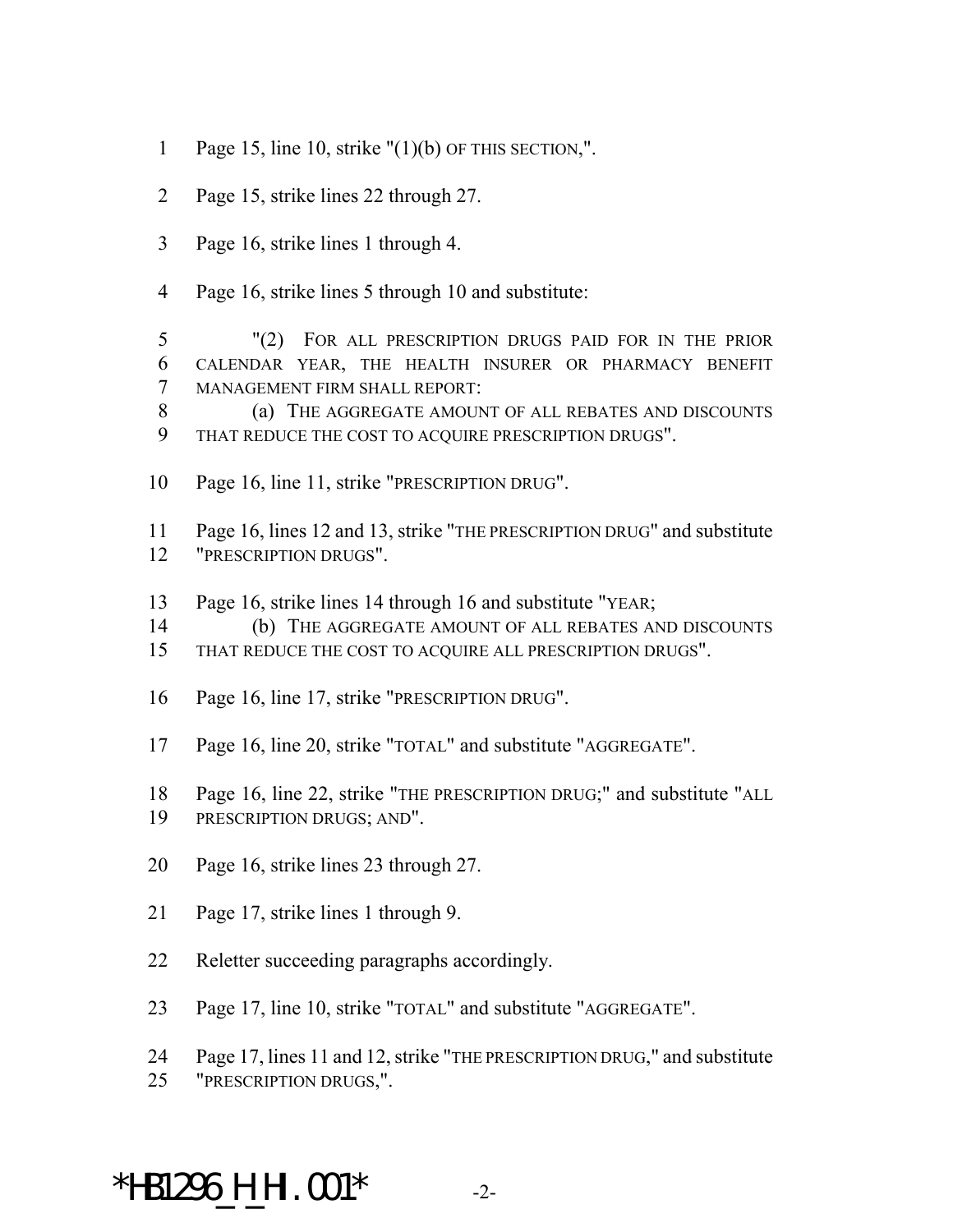1 Page 15, line 10, strike "(1)(b) OF THIS SECTION,".

2 Page 15, strike lines 22 through 27.

3 Page 16, strike lines 1 through 4.

4 Page 16, strike lines 5 through 10 and substitute:

5 "(2) FOR ALL PRESCRIPTION DRUGS PAID FOR IN THE PRIOR
6 CALENDAR YEAR, THE HEALTH INSURER OR PHARMACY BENEFIT
7 MANAGEMENT FIRM SHALL REPORT:
8 (a) THE AGGREGATE AMOUNT OF ALL REBATES AND DISCOUNTS
9 THAT REDUCE THE COST TO ACQUIRE PRESCRIPTION DRUGS".

10 Page 16, line 11, strike "PRESCRIPTION DRUG".

11 Page 16, lines 12 and 13, strike "THE PRESCRIPTION DRUG" and substitute
12 "PRESCRIPTION DRUGS".

13 Page 16, strike lines 14 through 16 and substitute "YEAR;
14 (b) THE AGGREGATE AMOUNT OF ALL REBATES AND DISCOUNTS
15 THAT REDUCE THE COST TO ACQUIRE ALL PRESCRIPTION DRUGS".

16 Page 16, line 17, strike "PRESCRIPTION DRUG".

17 Page 16, line 20, strike "TOTAL" and substitute "AGGREGATE".

18 Page 16, line 22, strike "THE PRESCRIPTION DRUG;" and substitute "ALL
19 PRESCRIPTION DRUGS; AND".

20 Page 16, strike lines 23 through 27.

21 Page 17, strike lines 1 through 9.

22 Reletter succeeding paragraphs accordingly.

23 Page 17, line 10, strike "TOTAL" and substitute "AGGREGATE".

24 Page 17, lines 11 and 12, strike "THE PRESCRIPTION DRUG," and substitute
25 "PRESCRIPTION DRUGS,".

*HB1296_H_HI.001*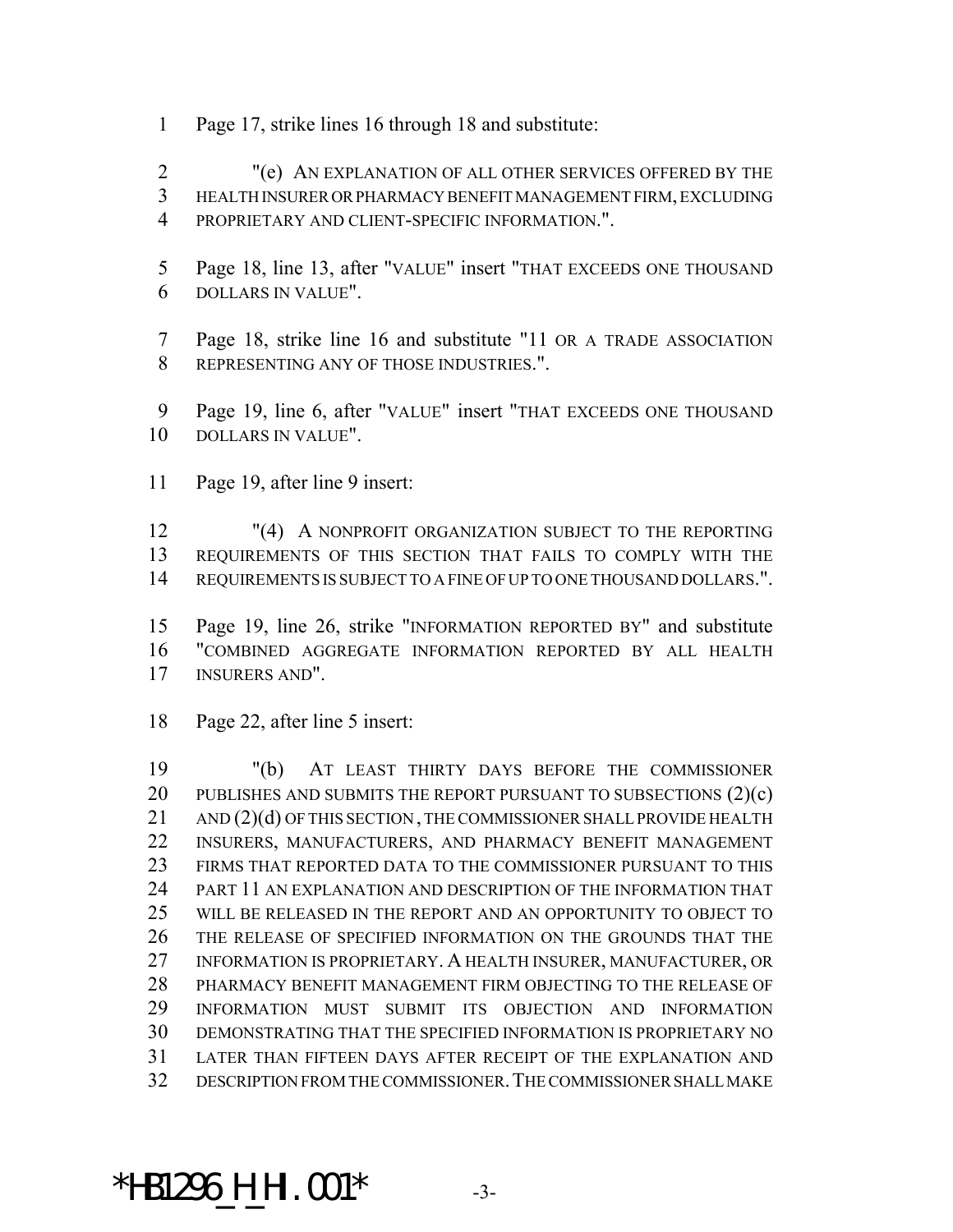Page 17, strike lines 16 through 18 and substitute:

"(e) AN EXPLANATION OF ALL OTHER SERVICES OFFERED BY THE HEALTH INSURER OR PHARMACY BENEFIT MANAGEMENT FIRM, EXCLUDING PROPRIETARY AND CLIENT-SPECIFIC INFORMATION.".

Page 18, line 13, after "VALUE" insert "THAT EXCEEDS ONE THOUSAND DOLLARS IN VALUE".

Page 18, strike line 16 and substitute "11 OR A TRADE ASSOCIATION REPRESENTING ANY OF THOSE INDUSTRIES.".

Page 19, line 6, after "VALUE" insert "THAT EXCEEDS ONE THOUSAND DOLLARS IN VALUE".

Page 19, after line 9 insert:

"(4) A NONPROFIT ORGANIZATION SUBJECT TO THE REPORTING REQUIREMENTS OF THIS SECTION THAT FAILS TO COMPLY WITH THE REQUIREMENTS IS SUBJECT TO A FINE OF UP TO ONE THOUSAND DOLLARS.".

Page 19, line 26, strike "INFORMATION REPORTED BY" and substitute "COMBINED AGGREGATE INFORMATION REPORTED BY ALL HEALTH INSURERS AND".

Page 22, after line 5 insert:

"(b) AT LEAST THIRTY DAYS BEFORE THE COMMISSIONER PUBLISHES AND SUBMITS THE REPORT PURSUANT TO SUBSECTIONS (2)(c) AND (2)(d) OF THIS SECTION, THE COMMISSIONER SHALL PROVIDE HEALTH INSURERS, MANUFACTURERS, AND PHARMACY BENEFIT MANAGEMENT FIRMS THAT REPORTED DATA TO THE COMMISSIONER PURSUANT TO THIS PART 11 AN EXPLANATION AND DESCRIPTION OF THE INFORMATION THAT WILL BE RELEASED IN THE REPORT AND AN OPPORTUNITY TO OBJECT TO THE RELEASE OF SPECIFIED INFORMATION ON THE GROUNDS THAT THE INFORMATION IS PROPRIETARY. A HEALTH INSURER, MANUFACTURER, OR PHARMACY BENEFIT MANAGEMENT FIRM OBJECTING TO THE RELEASE OF INFORMATION MUST SUBMIT ITS OBJECTION AND INFORMATION DEMONSTRATING THAT THE SPECIFIED INFORMATION IS PROPRIETARY NO LATER THAN FIFTEEN DAYS AFTER RECEIPT OF THE EXPLANATION AND DESCRIPTION FROM THE COMMISSIONER. THE COMMISSIONER SHALL MAKE

*HB1296_H_HI.001*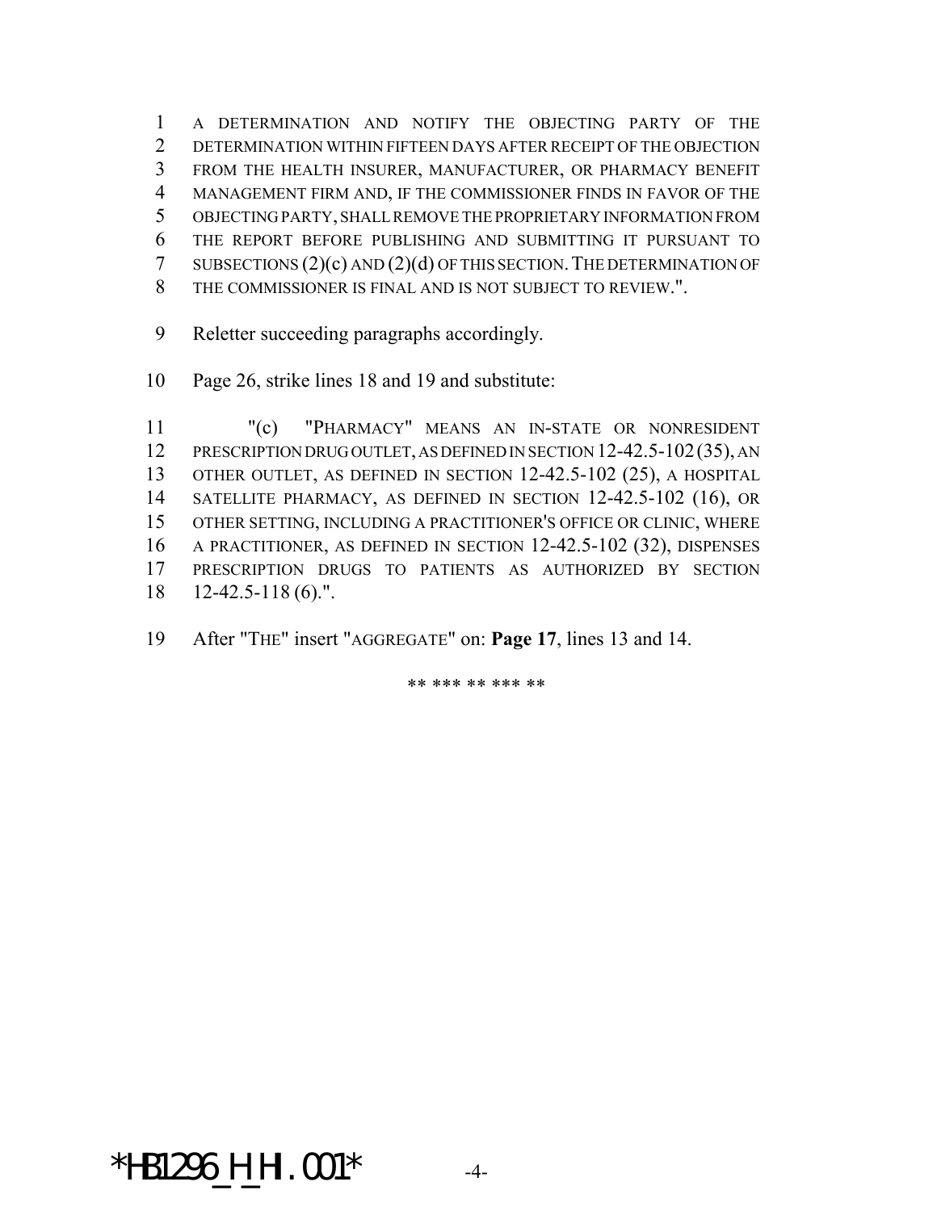A DETERMINATION AND NOTIFY THE OBJECTING PARTY OF THE DETERMINATION WITHIN FIFTEEN DAYS AFTER RECEIPT OF THE OBJECTION FROM THE HEALTH INSURER, MANUFACTURER, OR PHARMACY BENEFIT MANAGEMENT FIRM AND, IF THE COMMISSIONER FINDS IN FAVOR OF THE OBJECTING PARTY, SHALL REMOVE THE PROPRIETARY INFORMATION FROM THE REPORT BEFORE PUBLISHING AND SUBMITTING IT PURSUANT TO SUBSECTIONS (2)(c) AND (2)(d) OF THIS SECTION. THE DETERMINATION OF THE COMMISSIONER IS FINAL AND IS NOT SUBJECT TO REVIEW.".

Reletter succeeding paragraphs accordingly.

Page 26, strike lines 18 and 19 and substitute:

"(c) "PHARMACY" MEANS AN IN-STATE OR NONRESIDENT PRESCRIPTION DRUG OUTLET, AS DEFINED IN SECTION 12-42.5-102 (35), AN OTHER OUTLET, AS DEFINED IN SECTION 12-42.5-102 (25), A HOSPITAL SATELLITE PHARMACY, AS DEFINED IN SECTION 12-42.5-102 (16), OR OTHER SETTING, INCLUDING A PRACTITIONER'S OFFICE OR CLINIC, WHERE A PRACTITIONER, AS DEFINED IN SECTION 12-42.5-102 (32), DISPENSES PRESCRIPTION DRUGS TO PATIENTS AS AUTHORIZED BY SECTION 12-42.5-118 (6).".

After "THE" insert "AGGREGATE" on: **Page 17**, lines 13 and 14.

** *** ** *** **

*HB1296_H_HI.001*